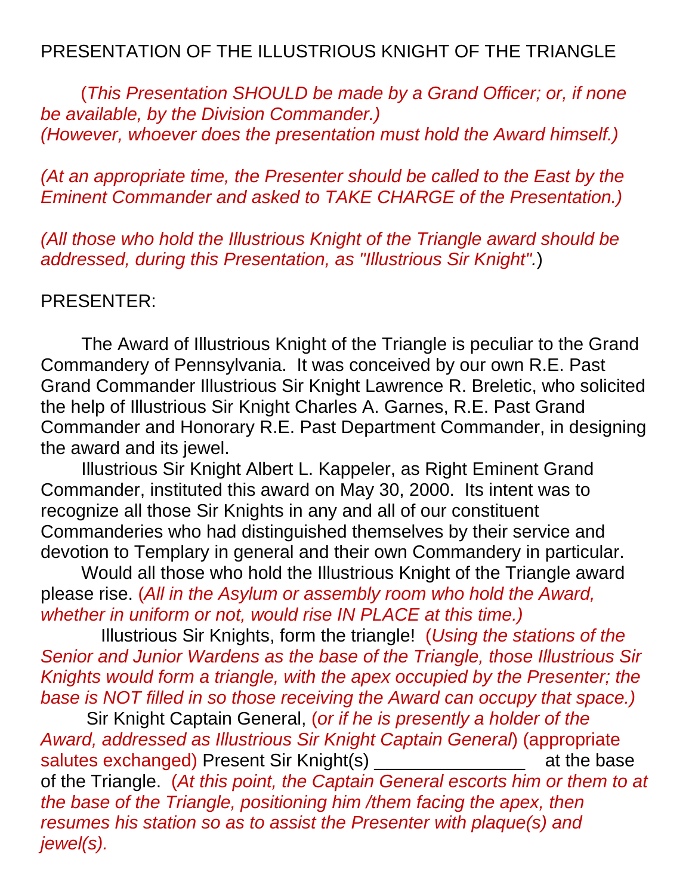PRESENTATION OF THE ILLUSTRIOUS KNIGHT OF THE TRIANGLE

(*This Presentation SHOULD be made by a Grand Officer; or, if none be available, by the Division Commander.)*
*(However, whoever does the presentation must hold the Award himself.)*

*(At an appropriate time, the Presenter should be called to the East by the Eminent Commander and asked to TAKE CHARGE of the Presentation.)*

*(All those who hold the Illustrious Knight of the Triangle award should be addressed, during this Presentation, as "Illustrious Sir Knight".*)

PRESENTER:

The Award of Illustrious Knight of the Triangle is peculiar to the Grand Commandery of Pennsylvania. It was conceived by our own R.E. Past Grand Commander Illustrious Sir Knight Lawrence R. Breletic, who solicited the help of Illustrious Sir Knight Charles A. Garnes, R.E. Past Grand Commander and Honorary R.E. Past Department Commander, in designing the award and its jewel.

Illustrious Sir Knight Albert L. Kappeler, as Right Eminent Grand Commander, instituted this award on May 30, 2000. Its intent was to recognize all those Sir Knights in any and all of our constituent Commanderies who had distinguished themselves by their service and devotion to Templary in general and their own Commandery in particular.

Would all those who hold the Illustrious Knight of the Triangle award please rise. (*All in the Asylum or assembly room who hold the Award, whether in uniform or not, would rise IN PLACE at this time.)*

Illustrious Sir Knights, form the triangle! (*Using the stations of the Senior and Junior Wardens as the base of the Triangle, those Illustrious Sir Knights would form a triangle, with the apex occupied by the Presenter; the base is NOT filled in so those receiving the Award can occupy that space.)*

Sir Knight Captain General, (*or if he is presently a holder of the Award, addressed as Illustrious Sir Knight Captain General*) (appropriate salutes exchanged) Present Sir Knight(s) _______________ at the base of the Triangle. (*At this point, the Captain General escorts him or them to at the base of the Triangle, positioning him /them facing the apex, then resumes his station so as to assist the Presenter with plaque(s) and jewel(s).*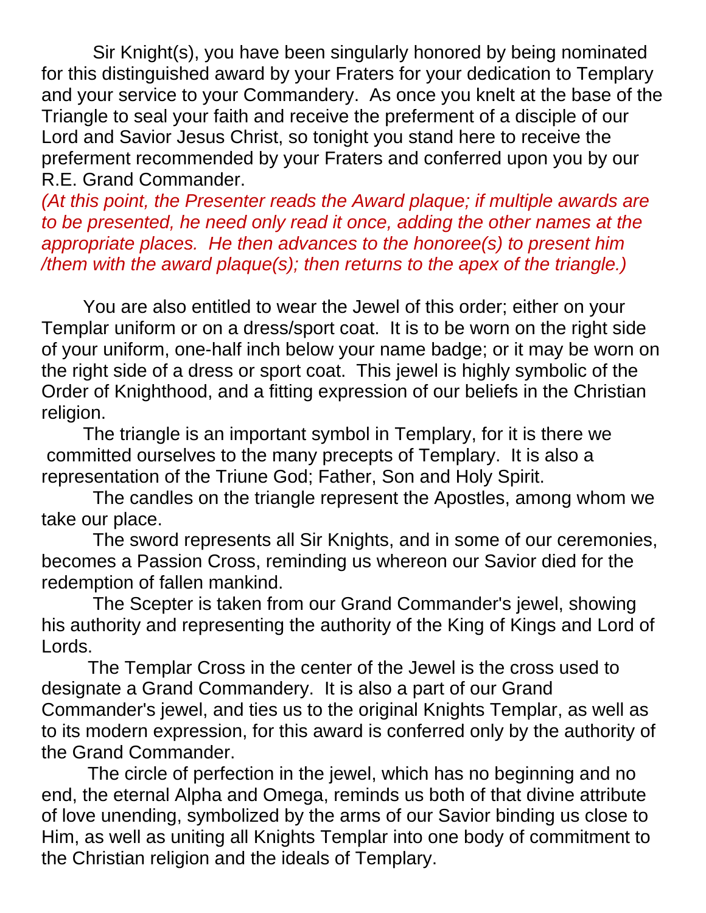Sir Knight(s), you have been singularly honored by being nominated for this distinguished award by your Fraters for your dedication to Templary and your service to your Commandery. As once you knelt at the base of the Triangle to seal your faith and receive the preferment of a disciple of our Lord and Savior Jesus Christ, so tonight you stand here to receive the preferment recommended by your Fraters and conferred upon you by our R.E. Grand Commander.

*(At this point, the Presenter reads the Award plaque; if multiple awards are to be presented, he need only read it once, adding the other names at the appropriate places. He then advances to the honoree(s) to present him /them with the award plaque(s); then returns to the apex of the triangle.)*

You are also entitled to wear the Jewel of this order; either on your Templar uniform or on a dress/sport coat. It is to be worn on the right side of your uniform, one-half inch below your name badge; or it may be worn on the right side of a dress or sport coat. This jewel is highly symbolic of the Order of Knighthood, and a fitting expression of our beliefs in the Christian religion.

The triangle is an important symbol in Templary, for it is there we committed ourselves to the many precepts of Templary. It is also a representation of the Triune God; Father, Son and Holy Spirit.

The candles on the triangle represent the Apostles, among whom we take our place.

The sword represents all Sir Knights, and in some of our ceremonies, becomes a Passion Cross, reminding us whereon our Savior died for the redemption of fallen mankind.

The Scepter is taken from our Grand Commander's jewel, showing his authority and representing the authority of the King of Kings and Lord of Lords.

The Templar Cross in the center of the Jewel is the cross used to designate a Grand Commandery. It is also a part of our Grand Commander's jewel, and ties us to the original Knights Templar, as well as to its modern expression, for this award is conferred only by the authority of the Grand Commander.

The circle of perfection in the jewel, which has no beginning and no end, the eternal Alpha and Omega, reminds us both of that divine attribute of love unending, symbolized by the arms of our Savior binding us close to Him, as well as uniting all Knights Templar into one body of commitment to the Christian religion and the ideals of Templary.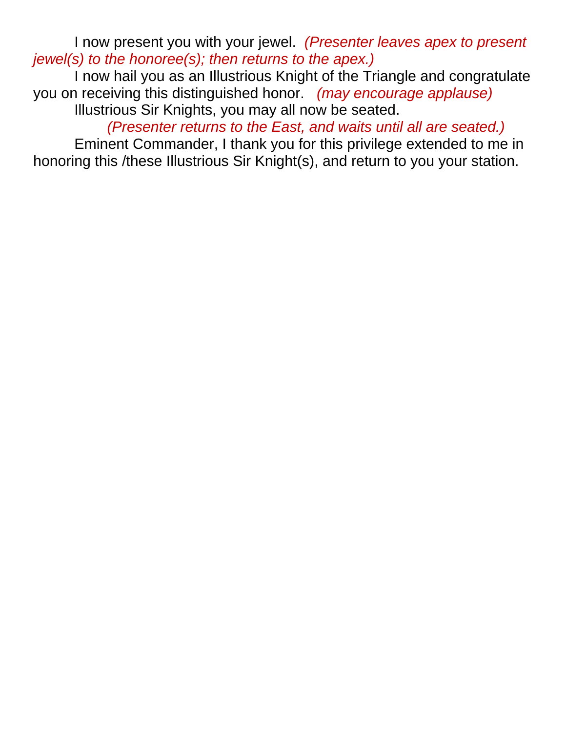I now present you with your jewel. *(Presenter leaves apex to present jewel(s) to the honoree(s); then returns to the apex.)*

I now hail you as an Illustrious Knight of the Triangle and congratulate you on receiving this distinguished honor. *(may encourage applause)*

Illustrious Sir Knights, you may all now be seated.

*(Presenter returns to the East, and waits until all are seated.)*

Eminent Commander, I thank you for this privilege extended to me in honoring this /these Illustrious Sir Knight(s), and return to you your station.